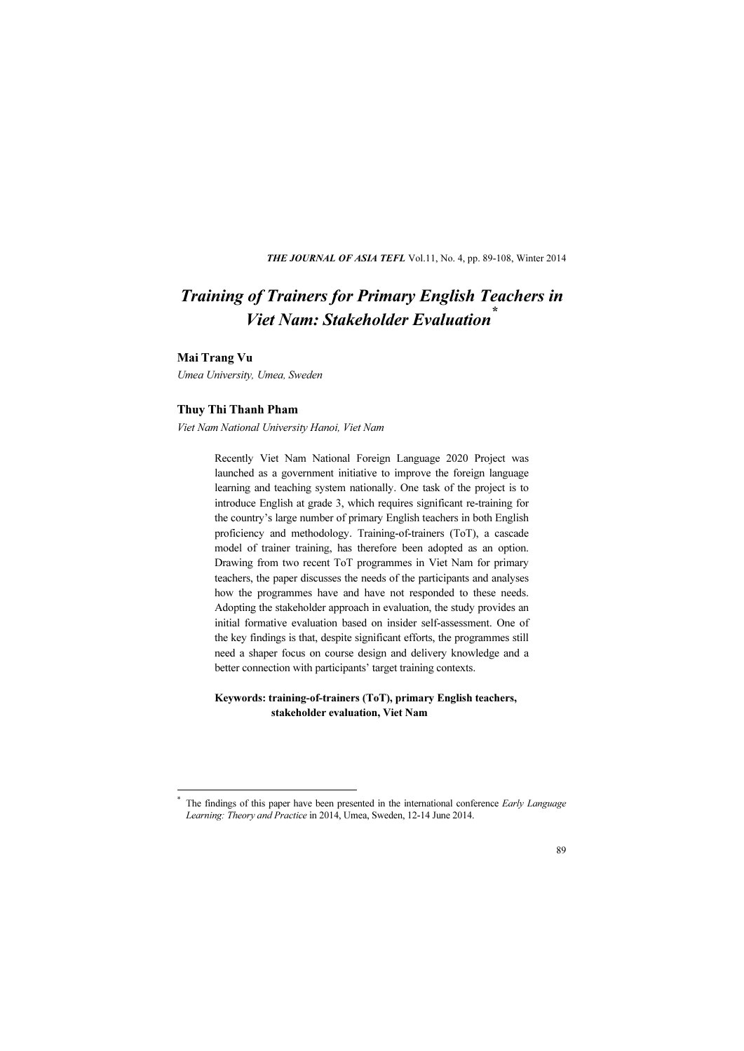# *Training of Trainers for Primary English Teachers in Viet Nam: Stakeholder Evaluation*[*]

**Mai Trang Vu**

*Umea University, Umea, Sweden*

**Thuy Thi Thanh Pham**

*Viet Nam National University Hanoi, Viet Nam*

Recently Viet Nam National Foreign Language 2020 Project was launched as a government initiative to improve the foreign language learning and teaching system nationally. One task of the project is to introduce English at grade 3, which requires significant re-training for the country's large number of primary English teachers in both English proficiency and methodology. Training-of-trainers (ToT), a cascade model of trainer training, has therefore been adopted as an option. Drawing from two recent ToT programmes in Viet Nam for primary teachers, the paper discusses the needs of the participants and analyses how the programmes have and have not responded to these needs. Adopting the stakeholder approach in evaluation, the study provides an initial formative evaluation based on insider self-assessment. One of the key findings is that, despite significant efforts, the programmes still need a shaper focus on course design and delivery knowledge and a better connection with participants' target training contexts.

**Keywords: training-of-trainers (ToT), primary English teachers, stakeholder evaluation, Viet Nam**

---

[*] The findings of this paper have been presented in the international conference *Early Language Learning: Theory and Practice* in 2014, Umea, Sweden, 12-14 June 2014.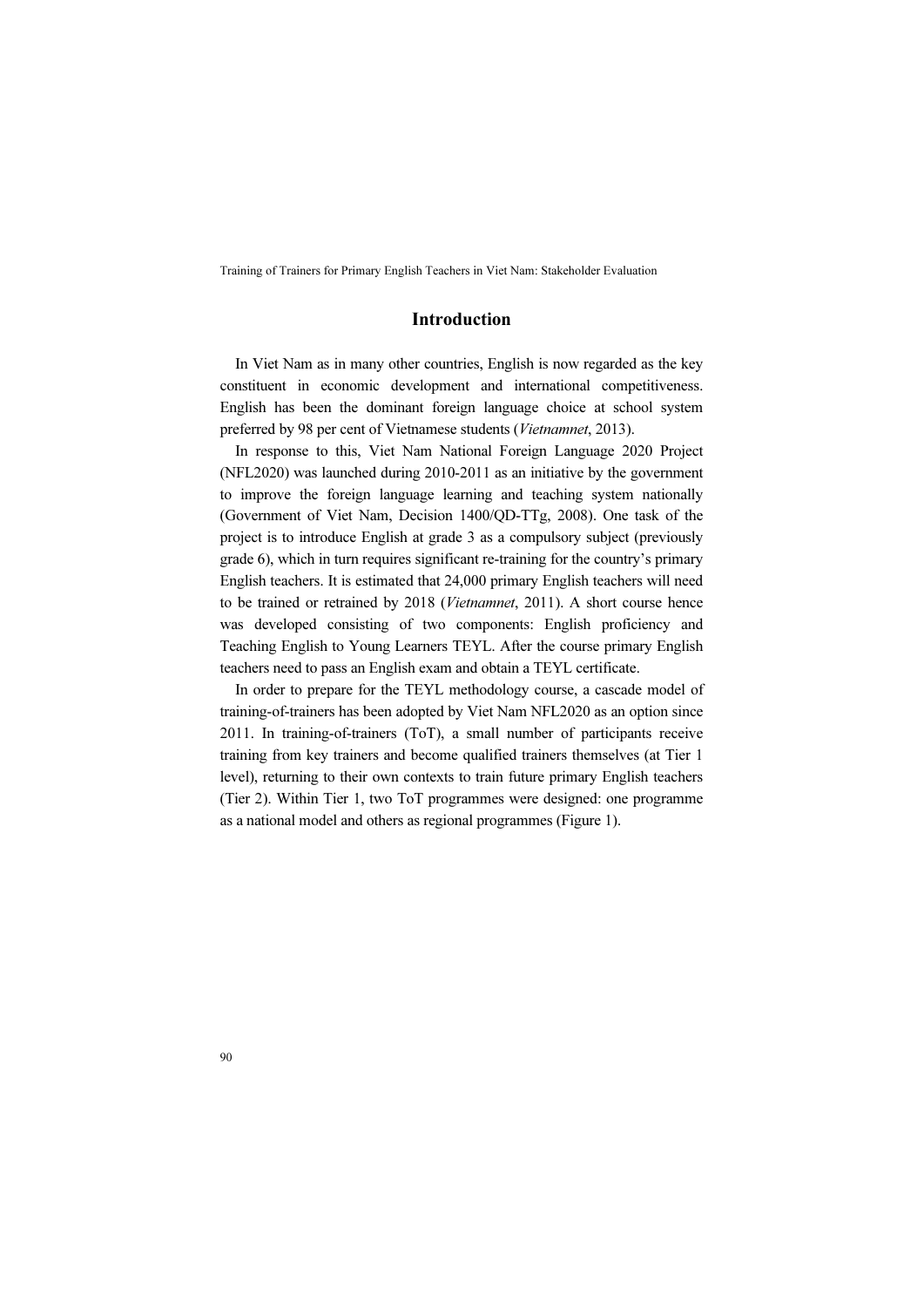## Introduction

In Viet Nam as in many other countries, English is now regarded as the key constituent in economic development and international competitiveness. English has been the dominant foreign language choice at school system preferred by 98 per cent of Vietnamese students (*Vietnamnet*, 2013).

In response to this, Viet Nam National Foreign Language 2020 Project (NFL2020) was launched during 2010-2011 as an initiative by the government to improve the foreign language learning and teaching system nationally (Government of Viet Nam, Decision 1400/QD-TTg, 2008). One task of the project is to introduce English at grade 3 as a compulsory subject (previously grade 6), which in turn requires significant re-training for the country's primary English teachers. It is estimated that 24,000 primary English teachers will need to be trained or retrained by 2018 (*Vietnamnet*, 2011). A short course hence was developed consisting of two components: English proficiency and Teaching English to Young Learners TEYL. After the course primary English teachers need to pass an English exam and obtain a TEYL certificate.

In order to prepare for the TEYL methodology course, a cascade model of training-of-trainers has been adopted by Viet Nam NFL2020 as an option since 2011. In training-of-trainers (ToT), a small number of participants receive training from key trainers and become qualified trainers themselves (at Tier 1 level), returning to their own contexts to train future primary English teachers (Tier 2). Within Tier 1, two ToT programmes were designed: one programme as a national model and others as regional programmes (Figure 1).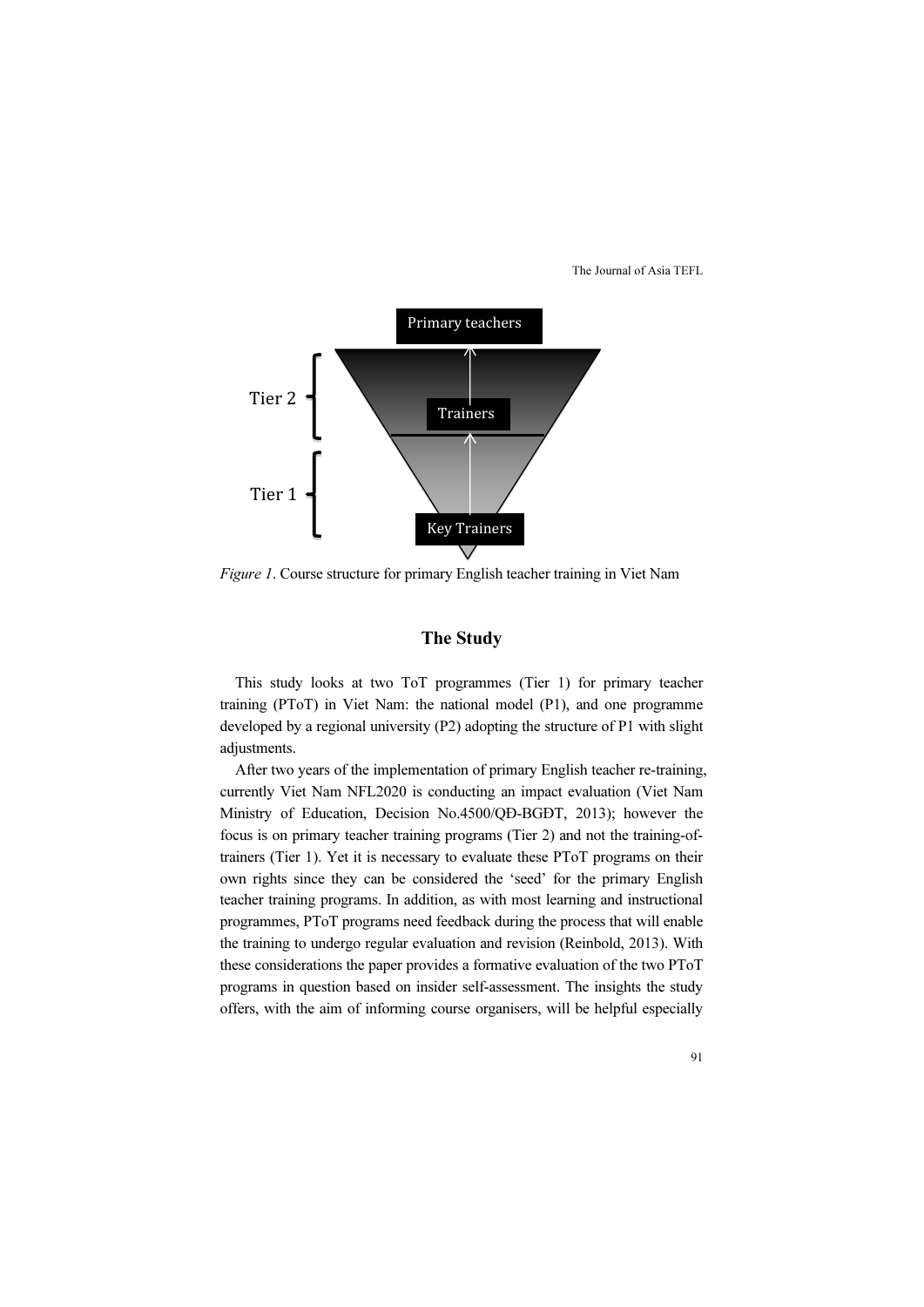*Figure 1*. Course structure for primary English teacher training in Viet Nam

## The Study

This study looks at two ToT programmes (Tier 1) for primary teacher training (PToT) in Viet Nam: the national model (P1), and one programme developed by a regional university (P2) adopting the structure of P1 with slight adjustments.

After two years of the implementation of primary English teacher re-training, currently Viet Nam NFL2020 is conducting an impact evaluation (Viet Nam Ministry of Education, Decision No.4500/QĐ-BGĐT, 2013); however the focus is on primary teacher training programs (Tier 2) and not the training-of-trainers (Tier 1). Yet it is necessary to evaluate these PToT programs on their own rights since they can be considered the 'seed' for the primary English teacher training programs. In addition, as with most learning and instructional programmes, PToT programs need feedback during the process that will enable the training to undergo regular evaluation and revision (Reinbold, 2013). With these considerations the paper provides a formative evaluation of the two PToT programs in question based on insider self-assessment. The insights the study offers, with the aim of informing course organisers, will be helpful especially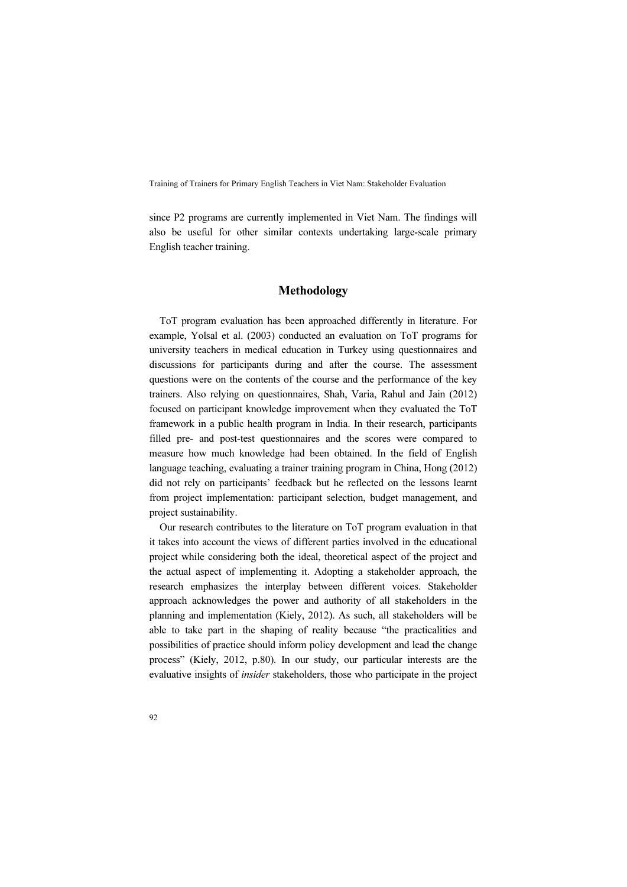since P2 programs are currently implemented in Viet Nam. The findings will also be useful for other similar contexts undertaking large-scale primary English teacher training.

## Methodology

ToT program evaluation has been approached differently in literature. For example, Yolsal et al. (2003) conducted an evaluation on ToT programs for university teachers in medical education in Turkey using questionnaires and discussions for participants during and after the course. The assessment questions were on the contents of the course and the performance of the key trainers. Also relying on questionnaires, Shah, Varia, Rahul and Jain (2012) focused on participant knowledge improvement when they evaluated the ToT framework in a public health program in India. In their research, participants filled pre- and post-test questionnaires and the scores were compared to measure how much knowledge had been obtained. In the field of English language teaching, evaluating a trainer training program in China, Hong (2012) did not rely on participants' feedback but he reflected on the lessons learnt from project implementation: participant selection, budget management, and project sustainability.

Our research contributes to the literature on ToT program evaluation in that it takes into account the views of different parties involved in the educational project while considering both the ideal, theoretical aspect of the project and the actual aspect of implementing it. Adopting a stakeholder approach, the research emphasizes the interplay between different voices. Stakeholder approach acknowledges the power and authority of all stakeholders in the planning and implementation (Kiely, 2012). As such, all stakeholders will be able to take part in the shaping of reality because "the practicalities and possibilities of practice should inform policy development and lead the change process" (Kiely, 2012, p.80). In our study, our particular interests are the evaluative insights of *insider* stakeholders, those who participate in the project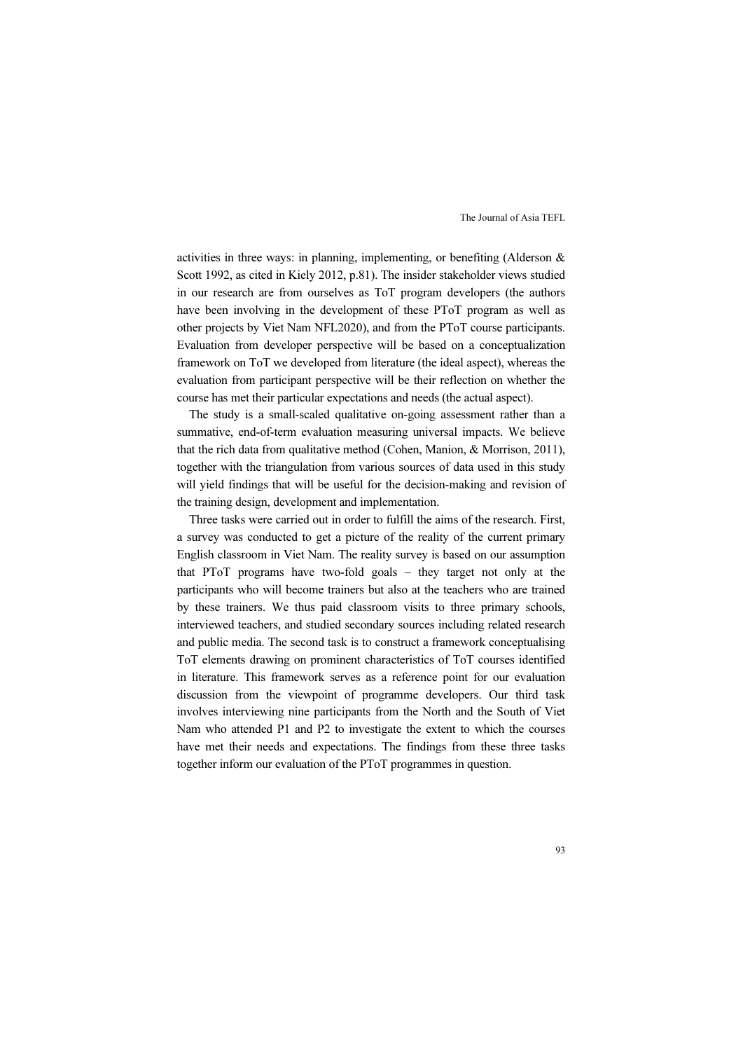activities in three ways: in planning, implementing, or benefiting (Alderson & Scott 1992, as cited in Kiely 2012, p.81). The insider stakeholder views studied in our research are from ourselves as ToT program developers (the authors have been involving in the development of these PToT program as well as other projects by Viet Nam NFL2020), and from the PToT course participants. Evaluation from developer perspective will be based on a conceptualization framework on ToT we developed from literature (the ideal aspect), whereas the evaluation from participant perspective will be their reflection on whether the course has met their particular expectations and needs (the actual aspect).

The study is a small-scaled qualitative on-going assessment rather than a summative, end-of-term evaluation measuring universal impacts. We believe that the rich data from qualitative method (Cohen, Manion, & Morrison, 2011), together with the triangulation from various sources of data used in this study will yield findings that will be useful for the decision-making and revision of the training design, development and implementation.

Three tasks were carried out in order to fulfill the aims of the research. First, a survey was conducted to get a picture of the reality of the current primary English classroom in Viet Nam. The reality survey is based on our assumption that PToT programs have two-fold goals – they target not only at the participants who will become trainers but also at the teachers who are trained by these trainers. We thus paid classroom visits to three primary schools, interviewed teachers, and studied secondary sources including related research and public media. The second task is to construct a framework conceptualising ToT elements drawing on prominent characteristics of ToT courses identified in literature. This framework serves as a reference point for our evaluation discussion from the viewpoint of programme developers. Our third task involves interviewing nine participants from the North and the South of Viet Nam who attended P1 and P2 to investigate the extent to which the courses have met their needs and expectations. The findings from these three tasks together inform our evaluation of the PToT programmes in question.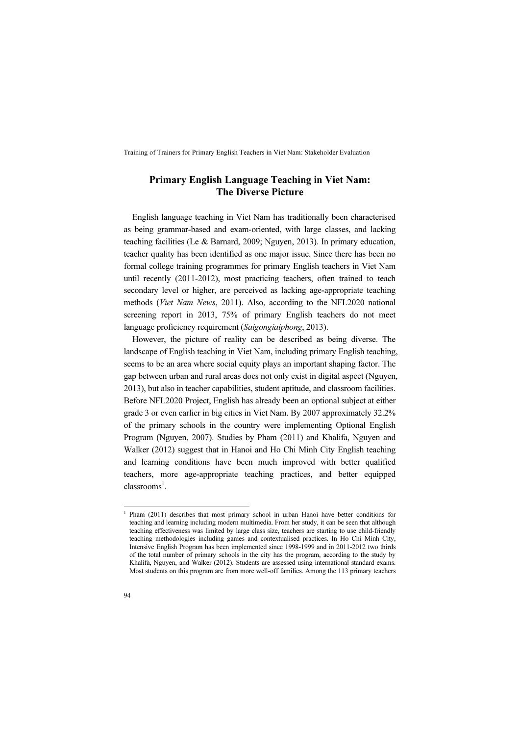## Primary English Language Teaching in Viet Nam: The Diverse Picture

English language teaching in Viet Nam has traditionally been characterised as being grammar-based and exam-oriented, with large classes, and lacking teaching facilities (Le & Barnard, 2009; Nguyen, 2013). In primary education, teacher quality has been identified as one major issue. Since there has been no formal college training programmes for primary English teachers in Viet Nam until recently (2011-2012), most practicing teachers, often trained to teach secondary level or higher, are perceived as lacking age-appropriate teaching methods (*Viet Nam News*, 2011). Also, according to the NFL2020 national screening report in 2013, 75% of primary English teachers do not meet language proficiency requirement (*Saigongiaiphong*, 2013).

However, the picture of reality can be described as being diverse. The landscape of English teaching in Viet Nam, including primary English teaching, seems to be an area where social equity plays an important shaping factor. The gap between urban and rural areas does not only exist in digital aspect (Nguyen, 2013), but also in teacher capabilities, student aptitude, and classroom facilities. Before NFL2020 Project, English has already been an optional subject at either grade 3 or even earlier in big cities in Viet Nam. By 2007 approximately 32.2% of the primary schools in the country were implementing Optional English Program (Nguyen, 2007). Studies by Pham (2011) and Khalifa, Nguyen and Walker (2012) suggest that in Hanoi and Ho Chi Minh City English teaching and learning conditions have been much improved with better qualified teachers, more age-appropriate teaching practices, and better equipped classrooms[1].

---

[1] Pham (2011) describes that most primary school in urban Hanoi have better conditions for teaching and learning including modern multimedia. From her study, it can be seen that although teaching effectiveness was limited by large class size, teachers are starting to use child-friendly teaching methodologies including games and contextualised practices. In Ho Chi Minh City, Intensive English Program has been implemented since 1998-1999 and in 2011-2012 two thirds of the total number of primary schools in the city has the program, according to the study by Khalifa, Nguyen, and Walker (2012). Students are assessed using international standard exams. Most students on this program are from more well-off families. Among the 113 primary teachers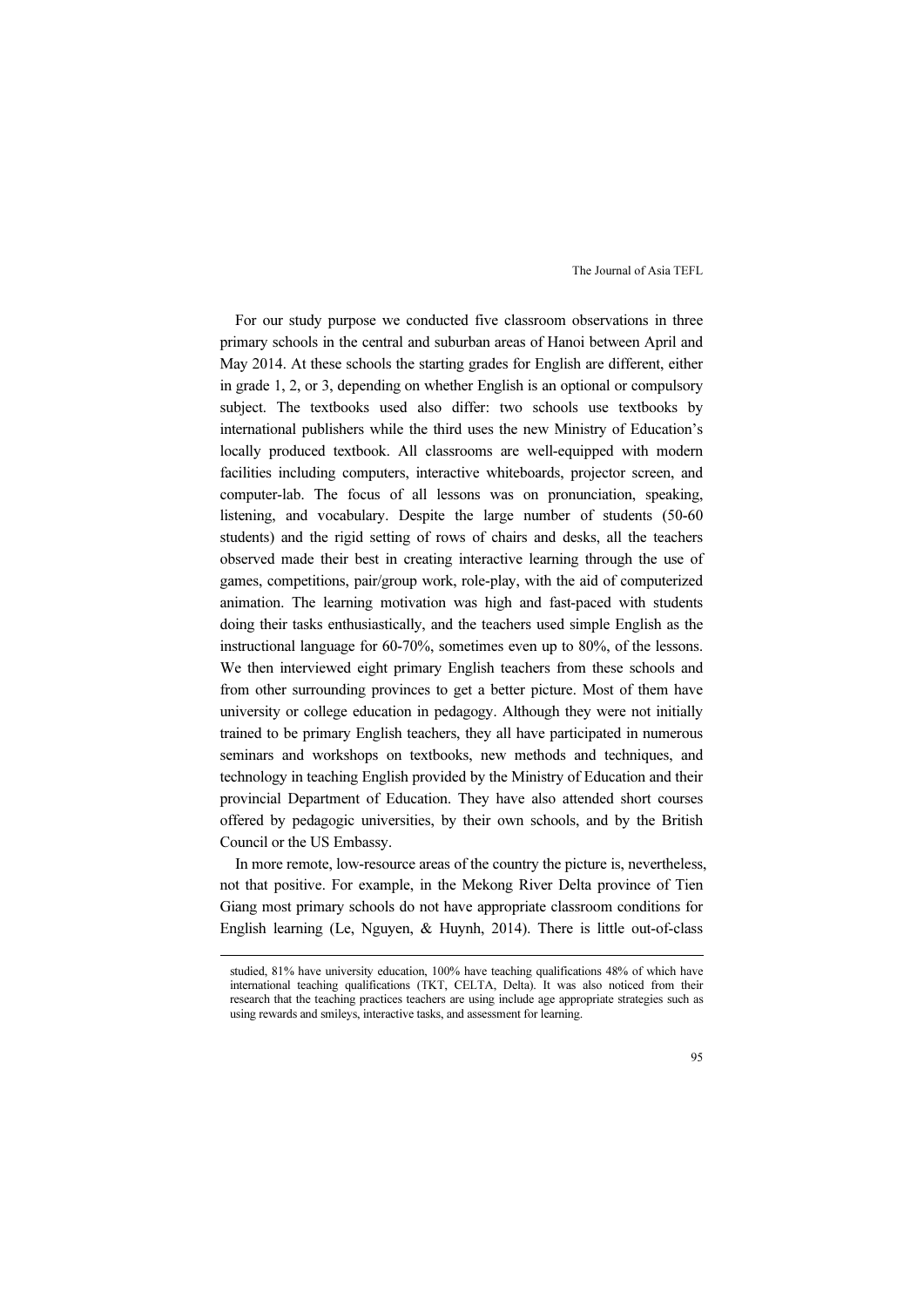For our study purpose we conducted five classroom observations in three primary schools in the central and suburban areas of Hanoi between April and May 2014. At these schools the starting grades for English are different, either in grade 1, 2, or 3, depending on whether English is an optional or compulsory subject. The textbooks used also differ: two schools use textbooks by international publishers while the third uses the new Ministry of Education's locally produced textbook. All classrooms are well-equipped with modern facilities including computers, interactive whiteboards, projector screen, and computer-lab. The focus of all lessons was on pronunciation, speaking, listening, and vocabulary. Despite the large number of students (50-60 students) and the rigid setting of rows of chairs and desks, all the teachers observed made their best in creating interactive learning through the use of games, competitions, pair/group work, role-play, with the aid of computerized animation. The learning motivation was high and fast-paced with students doing their tasks enthusiastically, and the teachers used simple English as the instructional language for 60-70%, sometimes even up to 80%, of the lessons. We then interviewed eight primary English teachers from these schools and from other surrounding provinces to get a better picture. Most of them have university or college education in pedagogy. Although they were not initially trained to be primary English teachers, they all have participated in numerous seminars and workshops on textbooks, new methods and techniques, and technology in teaching English provided by the Ministry of Education and their provincial Department of Education. They have also attended short courses offered by pedagogic universities, by their own schools, and by the British Council or the US Embassy.

In more remote, low-resource areas of the country the picture is, nevertheless, not that positive. For example, in the Mekong River Delta province of Tien Giang most primary schools do not have appropriate classroom conditions for English learning (Le, Nguyen, & Huynh, 2014). There is little out-of-class

---

studied, 81% have university education, 100% have teaching qualifications 48% of which have international teaching qualifications (TKT, CELTA, Delta). It was also noticed from their research that the teaching practices teachers are using include age appropriate strategies such as using rewards and smileys, interactive tasks, and assessment for learning.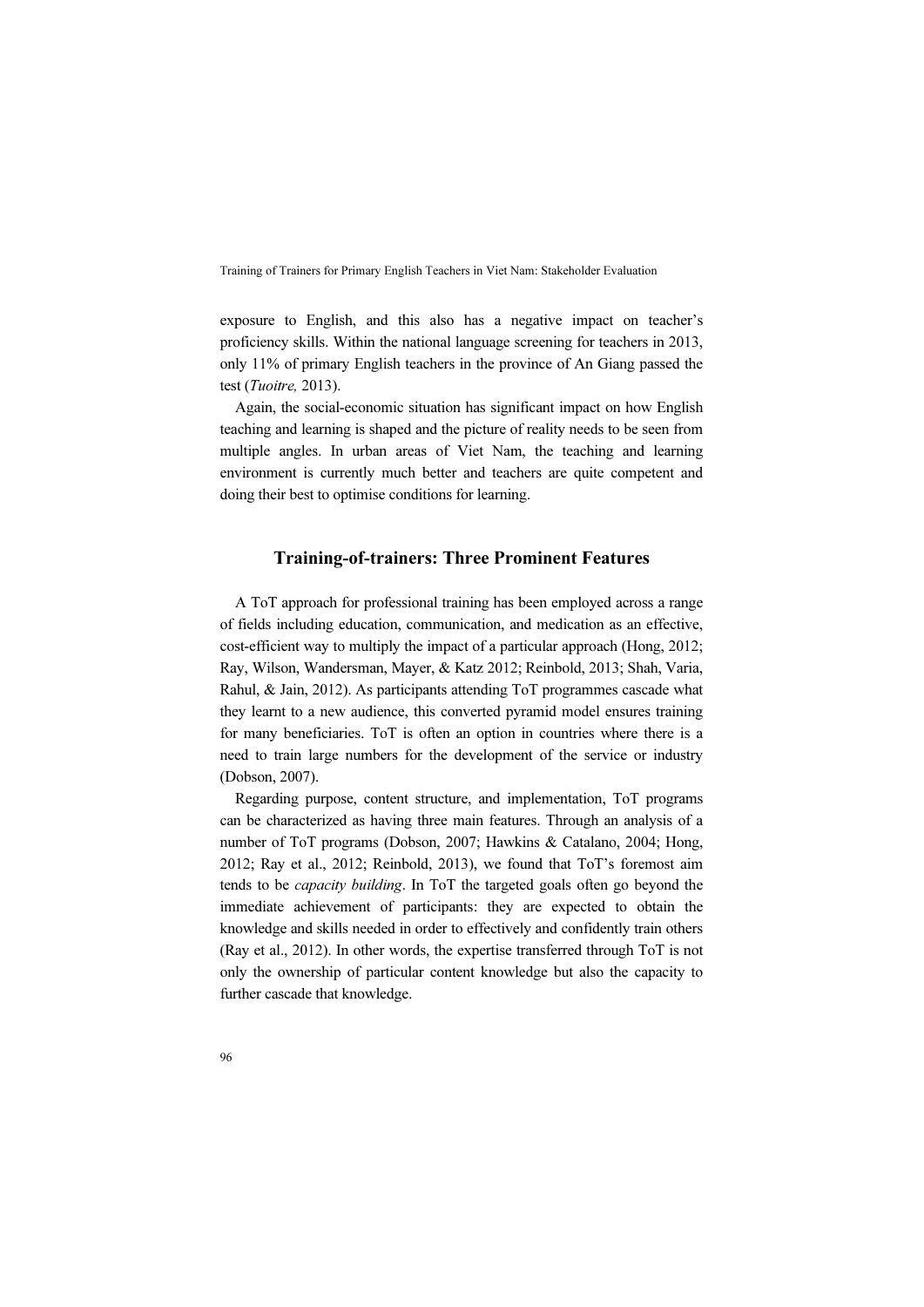exposure to English, and this also has a negative impact on teacher's proficiency skills. Within the national language screening for teachers in 2013, only 11% of primary English teachers in the province of An Giang passed the test (*Tuoitre,* 2013).

Again, the social-economic situation has significant impact on how English teaching and learning is shaped and the picture of reality needs to be seen from multiple angles. In urban areas of Viet Nam, the teaching and learning environment is currently much better and teachers are quite competent and doing their best to optimise conditions for learning.

## Training-of-trainers: Three Prominent Features

A ToT approach for professional training has been employed across a range of fields including education, communication, and medication as an effective, cost-efficient way to multiply the impact of a particular approach (Hong, 2012; Ray, Wilson, Wandersman, Mayer, & Katz 2012; Reinbold, 2013; Shah, Varia, Rahul, & Jain, 2012). As participants attending ToT programmes cascade what they learnt to a new audience, this converted pyramid model ensures training for many beneficiaries. ToT is often an option in countries where there is a need to train large numbers for the development of the service or industry (Dobson, 2007).

Regarding purpose, content structure, and implementation, ToT programs can be characterized as having three main features. Through an analysis of a number of ToT programs (Dobson, 2007; Hawkins & Catalano, 2004; Hong, 2012; Ray et al., 2012; Reinbold, 2013), we found that ToT's foremost aim tends to be *capacity building*. In ToT the targeted goals often go beyond the immediate achievement of participants: they are expected to obtain the knowledge and skills needed in order to effectively and confidently train others (Ray et al., 2012). In other words, the expertise transferred through ToT is not only the ownership of particular content knowledge but also the capacity to further cascade that knowledge.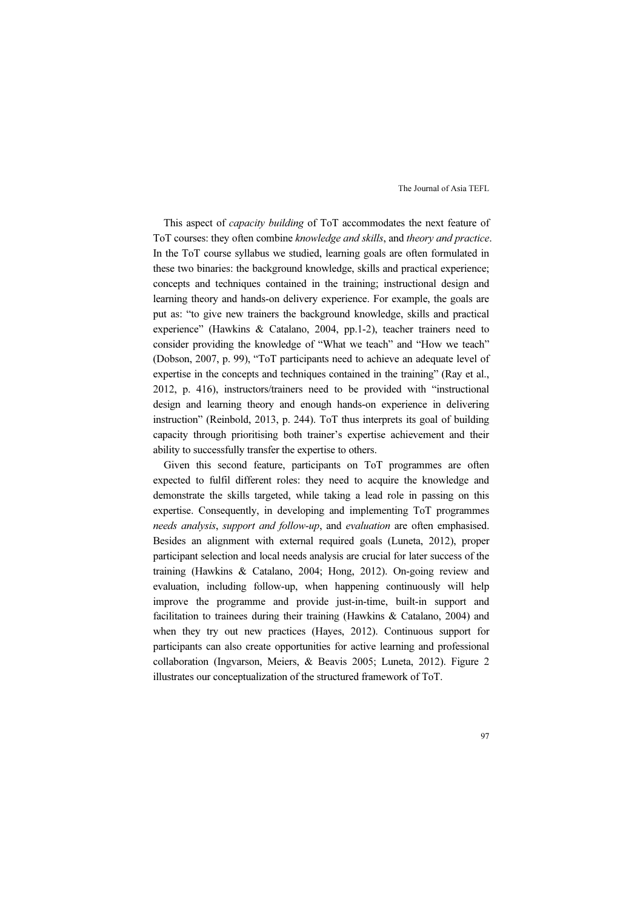This aspect of *capacity building* of ToT accommodates the next feature of ToT courses: they often combine *knowledge and skills*, and *theory and practice*. In the ToT course syllabus we studied, learning goals are often formulated in these two binaries: the background knowledge, skills and practical experience; concepts and techniques contained in the training; instructional design and learning theory and hands-on delivery experience. For example, the goals are put as: "to give new trainers the background knowledge, skills and practical experience" (Hawkins & Catalano, 2004, pp.1-2), teacher trainers need to consider providing the knowledge of "What we teach" and "How we teach" (Dobson, 2007, p. 99), "ToT participants need to achieve an adequate level of expertise in the concepts and techniques contained in the training" (Ray et al., 2012, p. 416), instructors/trainers need to be provided with "instructional design and learning theory and enough hands-on experience in delivering instruction" (Reinbold, 2013, p. 244). ToT thus interprets its goal of building capacity through prioritising both trainer's expertise achievement and their ability to successfully transfer the expertise to others.

Given this second feature, participants on ToT programmes are often expected to fulfil different roles: they need to acquire the knowledge and demonstrate the skills targeted, while taking a lead role in passing on this expertise. Consequently, in developing and implementing ToT programmes *needs analysis*, *support and follow-up*, and *evaluation* are often emphasised. Besides an alignment with external required goals (Luneta, 2012), proper participant selection and local needs analysis are crucial for later success of the training (Hawkins & Catalano, 2004; Hong, 2012). On-going review and evaluation, including follow-up, when happening continuously will help improve the programme and provide just-in-time, built-in support and facilitation to trainees during their training (Hawkins & Catalano, 2004) and when they try out new practices (Hayes, 2012). Continuous support for participants can also create opportunities for active learning and professional collaboration (Ingvarson, Meiers, & Beavis 2005; Luneta, 2012). Figure 2 illustrates our conceptualization of the structured framework of ToT.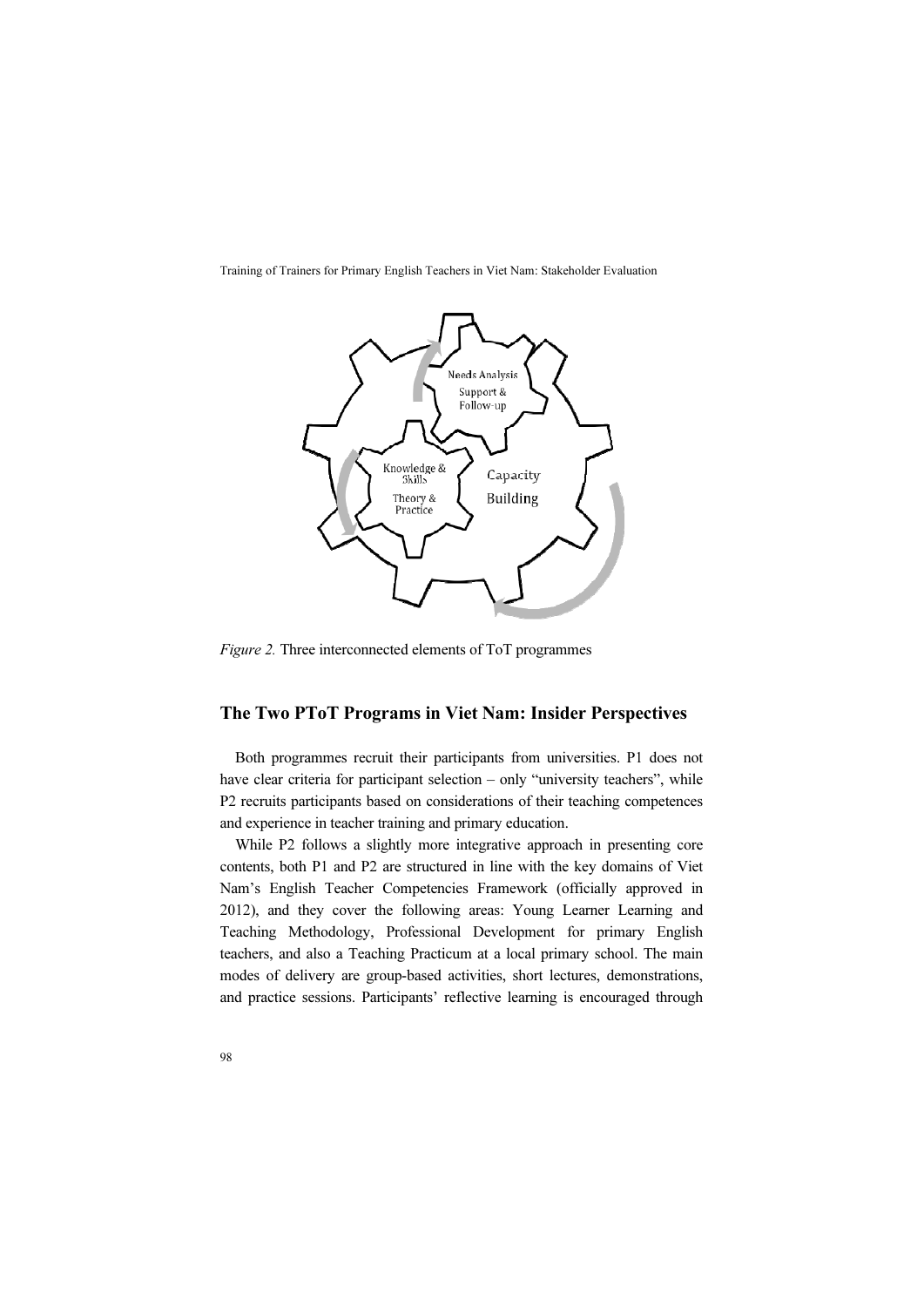*Figure 2.* Three interconnected elements of ToT programmes

## The Two PToT Programs in Viet Nam: Insider Perspectives

Both programmes recruit their participants from universities. P1 does not have clear criteria for participant selection – only "university teachers", while P2 recruits participants based on considerations of their teaching competences and experience in teacher training and primary education.

While P2 follows a slightly more integrative approach in presenting core contents, both P1 and P2 are structured in line with the key domains of Viet Nam's English Teacher Competencies Framework (officially approved in 2012), and they cover the following areas: Young Learner Learning and Teaching Methodology, Professional Development for primary English teachers, and also a Teaching Practicum at a local primary school. The main modes of delivery are group-based activities, short lectures, demonstrations, and practice sessions. Participants' reflective learning is encouraged through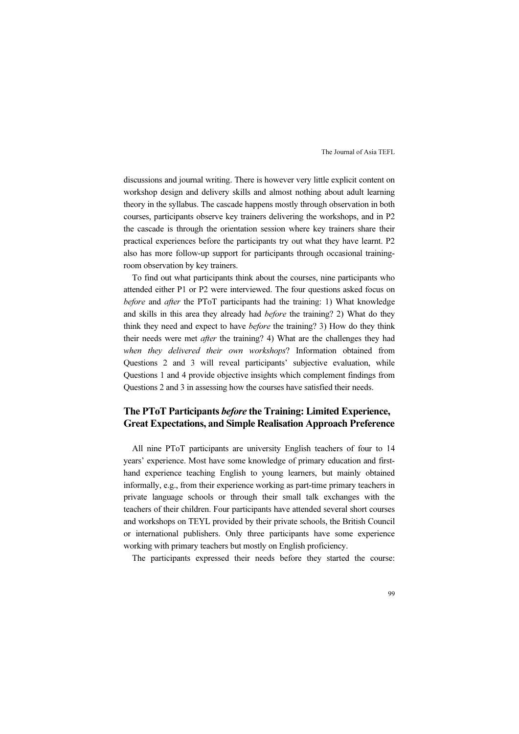discussions and journal writing. There is however very little explicit content on workshop design and delivery skills and almost nothing about adult learning theory in the syllabus. The cascade happens mostly through observation in both courses, participants observe key trainers delivering the workshops, and in P2 the cascade is through the orientation session where key trainers share their practical experiences before the participants try out what they have learnt. P2 also has more follow-up support for participants through occasional training-room observation by key trainers.

To find out what participants think about the courses, nine participants who attended either P1 or P2 were interviewed. The four questions asked focus on *before* and *after* the PToT participants had the training: 1) What knowledge and skills in this area they already had *before* the training? 2) What do they think they need and expect to have *before* the training? 3) How do they think their needs were met *after* the training? 4) What are the challenges they had *when they delivered their own workshops*? Information obtained from Questions 2 and 3 will reveal participants' subjective evaluation, while Questions 1 and 4 provide objective insights which complement findings from Questions 2 and 3 in assessing how the courses have satisfied their needs.

## The PToT Participants *before* the Training: Limited Experience, Great Expectations, and Simple Realisation Approach Preference

All nine PToT participants are university English teachers of four to 14 years' experience. Most have some knowledge of primary education and first-hand experience teaching English to young learners, but mainly obtained informally, e.g., from their experience working as part-time primary teachers in private language schools or through their small talk exchanges with the teachers of their children. Four participants have attended several short courses and workshops on TEYL provided by their private schools, the British Council or international publishers. Only three participants have some experience working with primary teachers but mostly on English proficiency.

The participants expressed their needs before they started the course: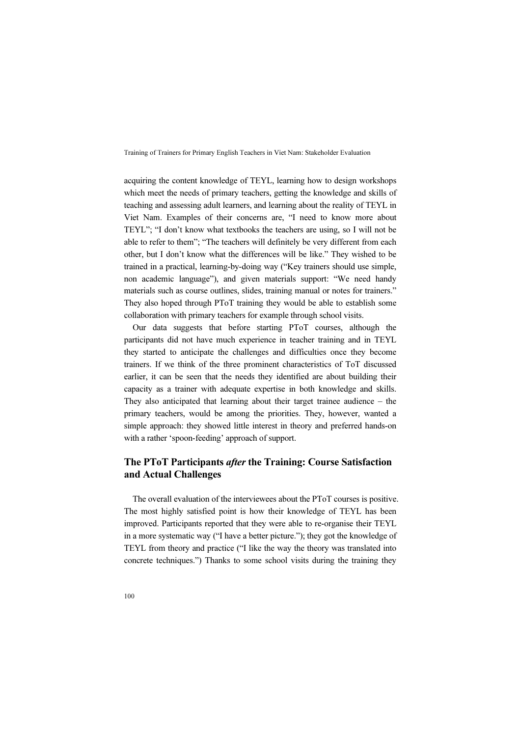acquiring the content knowledge of TEYL, learning how to design workshops which meet the needs of primary teachers, getting the knowledge and skills of teaching and assessing adult learners, and learning about the reality of TEYL in Viet Nam. Examples of their concerns are, "I need to know more about TEYL"; "I don't know what textbooks the teachers are using, so I will not be able to refer to them"; "The teachers will definitely be very different from each other, but I don't know what the differences will be like." They wished to be trained in a practical, learning-by-doing way ("Key trainers should use simple, non academic language"), and given materials support: "We need handy materials such as course outlines, slides, training manual or notes for trainers." They also hoped through PToT training they would be able to establish some collaboration with primary teachers for example through school visits.

Our data suggests that before starting PToT courses, although the participants did not have much experience in teacher training and in TEYL they started to anticipate the challenges and difficulties once they become trainers. If we think of the three prominent characteristics of ToT discussed earlier, it can be seen that the needs they identified are about building their capacity as a trainer with adequate expertise in both knowledge and skills. They also anticipated that learning about their target trainee audience – the primary teachers, would be among the priorities. They, however, wanted a simple approach: they showed little interest in theory and preferred hands-on with a rather 'spoon-feeding' approach of support.

## The PToT Participants *after* the Training: Course Satisfaction and Actual Challenges

The overall evaluation of the interviewees about the PToT courses is positive. The most highly satisfied point is how their knowledge of TEYL has been improved. Participants reported that they were able to re-organise their TEYL in a more systematic way ("I have a better picture."); they got the knowledge of TEYL from theory and practice ("I like the way the theory was translated into concrete techniques.") Thanks to some school visits during the training they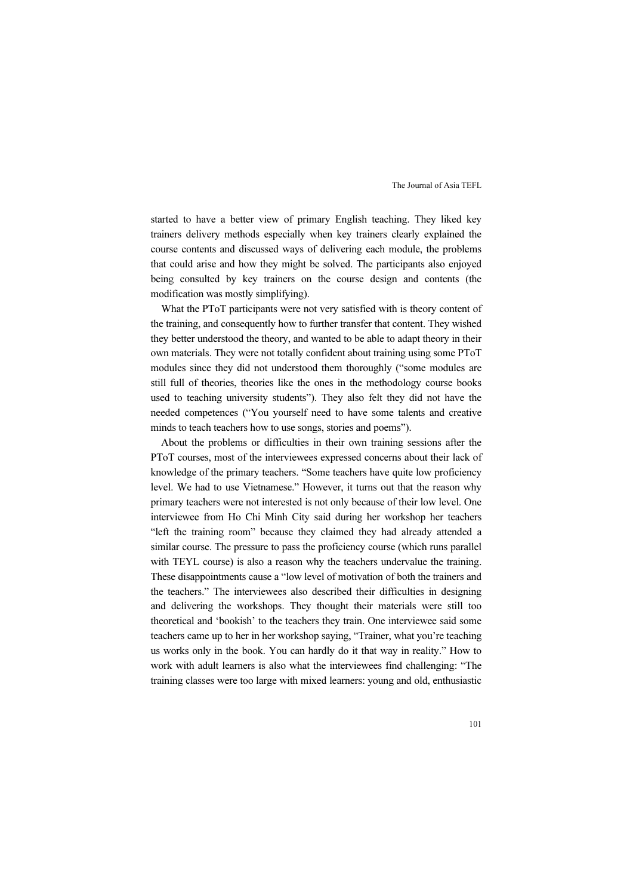started to have a better view of primary English teaching. They liked key trainers delivery methods especially when key trainers clearly explained the course contents and discussed ways of delivering each module, the problems that could arise and how they might be solved. The participants also enjoyed being consulted by key trainers on the course design and contents (the modification was mostly simplifying).

What the PToT participants were not very satisfied with is theory content of the training, and consequently how to further transfer that content. They wished they better understood the theory, and wanted to be able to adapt theory in their own materials. They were not totally confident about training using some PToT modules since they did not understood them thoroughly ("some modules are still full of theories, theories like the ones in the methodology course books used to teaching university students"). They also felt they did not have the needed competences ("You yourself need to have some talents and creative minds to teach teachers how to use songs, stories and poems").

About the problems or difficulties in their own training sessions after the PToT courses, most of the interviewees expressed concerns about their lack of knowledge of the primary teachers. "Some teachers have quite low proficiency level. We had to use Vietnamese." However, it turns out that the reason why primary teachers were not interested is not only because of their low level. One interviewee from Ho Chi Minh City said during her workshop her teachers "left the training room" because they claimed they had already attended a similar course. The pressure to pass the proficiency course (which runs parallel with TEYL course) is also a reason why the teachers undervalue the training. These disappointments cause a "low level of motivation of both the trainers and the teachers." The interviewees also described their difficulties in designing and delivering the workshops. They thought their materials were still too theoretical and 'bookish' to the teachers they train. One interviewee said some teachers came up to her in her workshop saying, "Trainer, what you're teaching us works only in the book. You can hardly do it that way in reality." How to work with adult learners is also what the interviewees find challenging: "The training classes were too large with mixed learners: young and old, enthusiastic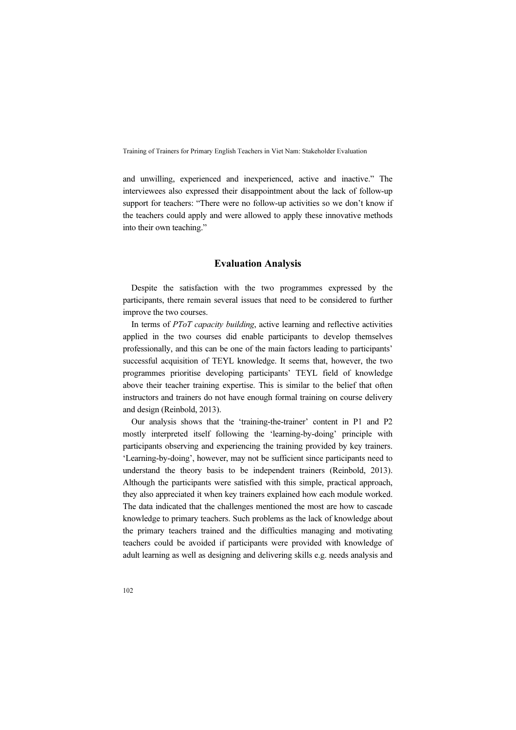and unwilling, experienced and inexperienced, active and inactive." The interviewees also expressed their disappointment about the lack of follow-up support for teachers: "There were no follow-up activities so we don't know if the teachers could apply and were allowed to apply these innovative methods into their own teaching."

## Evaluation Analysis

Despite the satisfaction with the two programmes expressed by the participants, there remain several issues that need to be considered to further improve the two courses.

In terms of *PToT capacity building*, active learning and reflective activities applied in the two courses did enable participants to develop themselves professionally, and this can be one of the main factors leading to participants' successful acquisition of TEYL knowledge. It seems that, however, the two programmes prioritise developing participants' TEYL field of knowledge above their teacher training expertise. This is similar to the belief that often instructors and trainers do not have enough formal training on course delivery and design (Reinbold, 2013).

Our analysis shows that the 'training-the-trainer' content in P1 and P2 mostly interpreted itself following the 'learning-by-doing' principle with participants observing and experiencing the training provided by key trainers. 'Learning-by-doing', however, may not be sufficient since participants need to understand the theory basis to be independent trainers (Reinbold, 2013). Although the participants were satisfied with this simple, practical approach, they also appreciated it when key trainers explained how each module worked. The data indicated that the challenges mentioned the most are how to cascade knowledge to primary teachers. Such problems as the lack of knowledge about the primary teachers trained and the difficulties managing and motivating teachers could be avoided if participants were provided with knowledge of adult learning as well as designing and delivering skills e.g. needs analysis and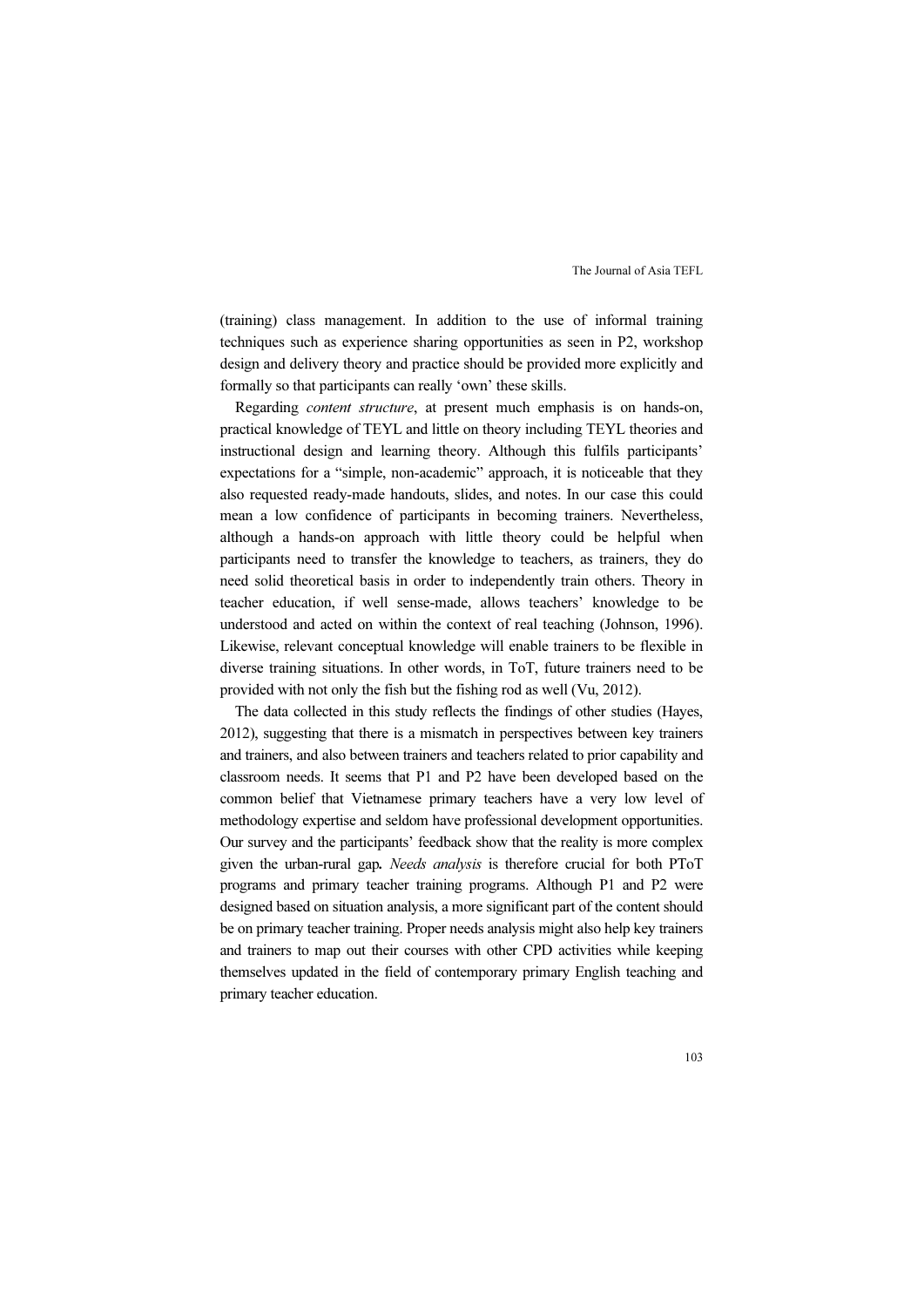(training) class management. In addition to the use of informal training techniques such as experience sharing opportunities as seen in P2, workshop design and delivery theory and practice should be provided more explicitly and formally so that participants can really 'own' these skills.

Regarding *content structure*, at present much emphasis is on hands-on, practical knowledge of TEYL and little on theory including TEYL theories and instructional design and learning theory. Although this fulfils participants' expectations for a "simple, non-academic" approach, it is noticeable that they also requested ready-made handouts, slides, and notes. In our case this could mean a low confidence of participants in becoming trainers. Nevertheless, although a hands-on approach with little theory could be helpful when participants need to transfer the knowledge to teachers, as trainers, they do need solid theoretical basis in order to independently train others. Theory in teacher education, if well sense-made, allows teachers' knowledge to be understood and acted on within the context of real teaching (Johnson, 1996). Likewise, relevant conceptual knowledge will enable trainers to be flexible in diverse training situations. In other words, in ToT, future trainers need to be provided with not only the fish but the fishing rod as well (Vu, 2012).

The data collected in this study reflects the findings of other studies (Hayes, 2012), suggesting that there is a mismatch in perspectives between key trainers and trainers, and also between trainers and teachers related to prior capability and classroom needs. It seems that P1 and P2 have been developed based on the common belief that Vietnamese primary teachers have a very low level of methodology expertise and seldom have professional development opportunities. Our survey and the participants' feedback show that the reality is more complex given the urban-rural gap**.** *Needs analysis* is therefore crucial for both PToT programs and primary teacher training programs. Although P1 and P2 were designed based on situation analysis, a more significant part of the content should be on primary teacher training. Proper needs analysis might also help key trainers and trainers to map out their courses with other CPD activities while keeping themselves updated in the field of contemporary primary English teaching and primary teacher education.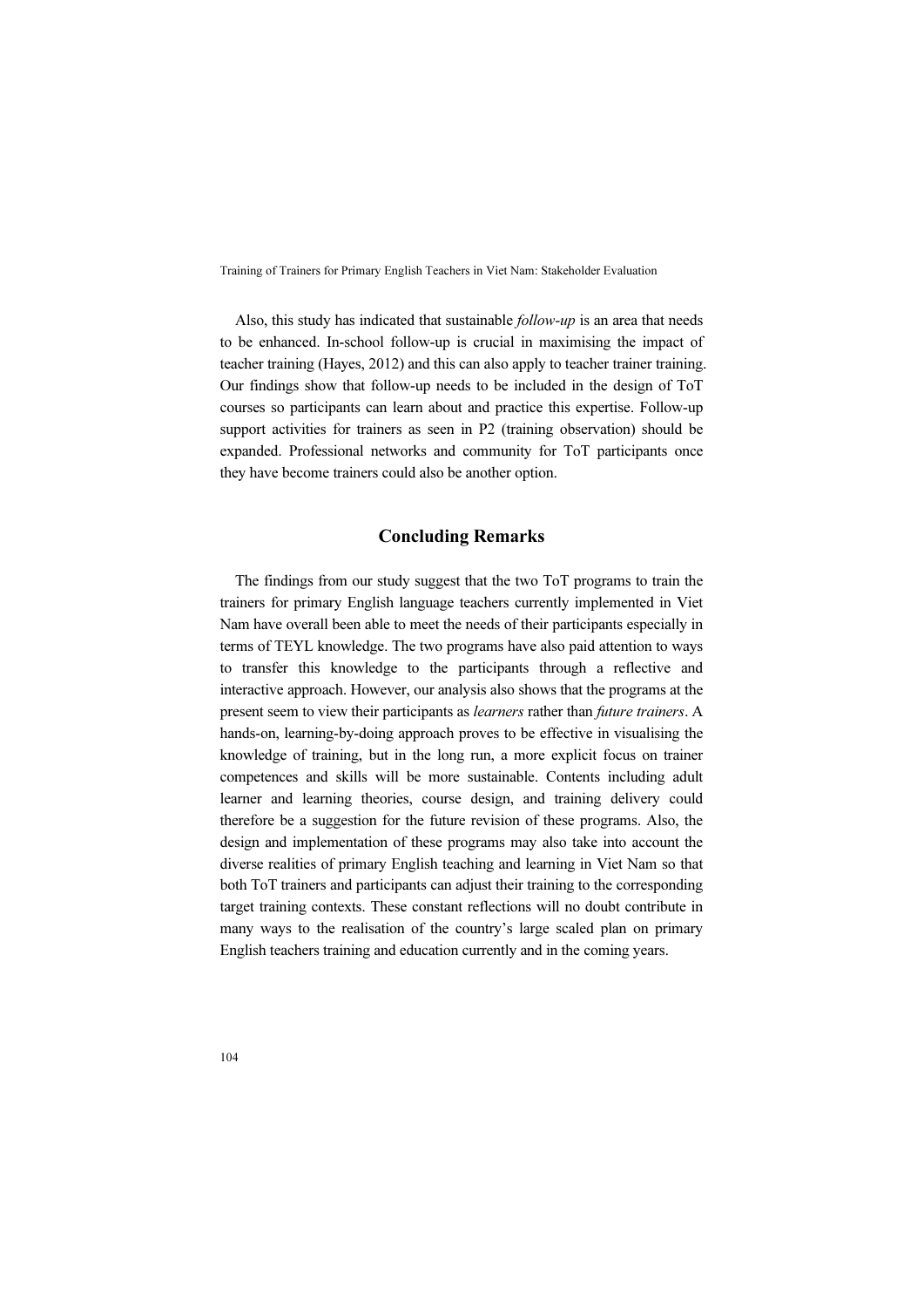Also, this study has indicated that sustainable *follow-up* is an area that needs to be enhanced. In-school follow-up is crucial in maximising the impact of teacher training (Hayes, 2012) and this can also apply to teacher trainer training. Our findings show that follow-up needs to be included in the design of ToT courses so participants can learn about and practice this expertise. Follow-up support activities for trainers as seen in P2 (training observation) should be expanded. Professional networks and community for ToT participants once they have become trainers could also be another option.

## Concluding Remarks

The findings from our study suggest that the two ToT programs to train the trainers for primary English language teachers currently implemented in Viet Nam have overall been able to meet the needs of their participants especially in terms of TEYL knowledge. The two programs have also paid attention to ways to transfer this knowledge to the participants through a reflective and interactive approach. However, our analysis also shows that the programs at the present seem to view their participants as *learners* rather than *future trainers*. A hands-on, learning-by-doing approach proves to be effective in visualising the knowledge of training, but in the long run, a more explicit focus on trainer competences and skills will be more sustainable. Contents including adult learner and learning theories, course design, and training delivery could therefore be a suggestion for the future revision of these programs. Also, the design and implementation of these programs may also take into account the diverse realities of primary English teaching and learning in Viet Nam so that both ToT trainers and participants can adjust their training to the corresponding target training contexts. These constant reflections will no doubt contribute in many ways to the realisation of the country's large scaled plan on primary English teachers training and education currently and in the coming years.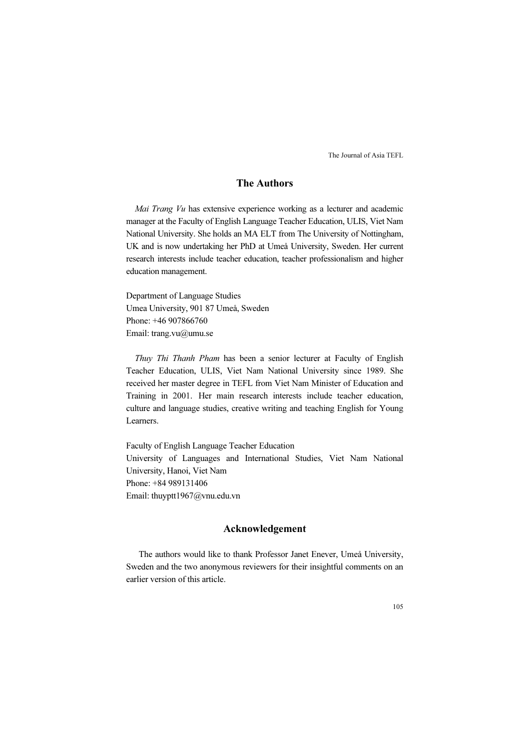## The Authors

*Mai Trang Vu* has extensive experience working as a lecturer and academic manager at the Faculty of English Language Teacher Education, ULIS, Viet Nam National University. She holds an MA ELT from The University of Nottingham, UK and is now undertaking her PhD at Umeå University, Sweden. Her current research interests include teacher education, teacher professionalism and higher education management.

Department of Language Studies
Umea University, 901 87 Umeå, Sweden
Phone: +46 907866760
Email: trang.vu@umu.se

*Thuy Thi Thanh Pham* has been a senior lecturer at Faculty of English Teacher Education, ULIS, Viet Nam National University since 1989. She received her master degree in TEFL from Viet Nam Minister of Education and Training in 2001. Her main research interests include teacher education, culture and language studies, creative writing and teaching English for Young Learners.

Faculty of English Language Teacher Education
University of Languages and International Studies, Viet Nam National University, Hanoi, Viet Nam
Phone: +84 989131406
Email: thuyptt1967@vnu.edu.vn

## Acknowledgement

The authors would like to thank Professor Janet Enever, Umeå University, Sweden and the two anonymous reviewers for their insightful comments on an earlier version of this article.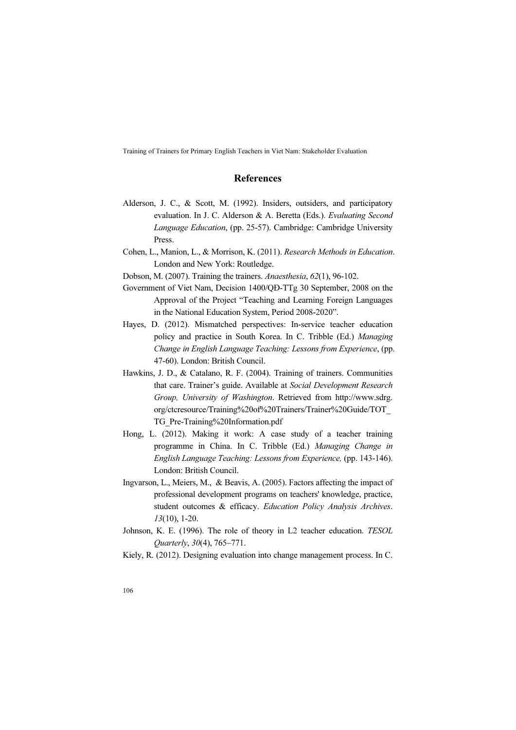## References

Alderson, J. C., & Scott, M. (1992). Insiders, outsiders, and participatory evaluation. In J. C. Alderson & A. Beretta (Eds.). *Evaluating Second Language Education*, (pp. 25-57). Cambridge: Cambridge University Press.

Cohen, L., Manion, L., & Morrison, K. (2011). *Research Methods in Education*. London and New York: Routledge.

Dobson, M. (2007). Training the trainers. *Anaesthesia*, *62*(1), 96-102.

Government of Viet Nam, Decision 1400/QĐ-TTg 30 September, 2008 on the Approval of the Project "Teaching and Learning Foreign Languages in the National Education System, Period 2008-2020".

Hayes, D. (2012). Mismatched perspectives: In-service teacher education policy and practice in South Korea. In C. Tribble (Ed.) *Managing Change in English Language Teaching: Lessons from Experience*, (pp. 47-60). London: British Council.

Hawkins, J. D., & Catalano, R. F. (2004). Training of trainers. Communities that care. Trainer's guide. Available at *Social Development Research Group, University of Washington*. Retrieved from http://www.sdrg.org/ctcresource/Training%20of%20Trainers/Trainer%20Guide/TOT_TG_Pre-Training%20Information.pdf

Hong, L. (2012). Making it work: A case study of a teacher training programme in China. In C. Tribble (Ed.) *Managing Change in English Language Teaching: Lessons from Experience,* (pp. 143-146). London: British Council.

Ingvarson, L., Meiers, M., & Beavis, A. (2005). Factors affecting the impact of professional development programs on teachers' knowledge, practice, student outcomes & efficacy. *Education Policy Analysis Archives*. *13*(10), 1-20.

Johnson, K. E. (1996). The role of theory in L2 teacher education. *TESOL Quarterly*, *30*(4), 765–771.

Kiely, R. (2012). Designing evaluation into change management process. In C.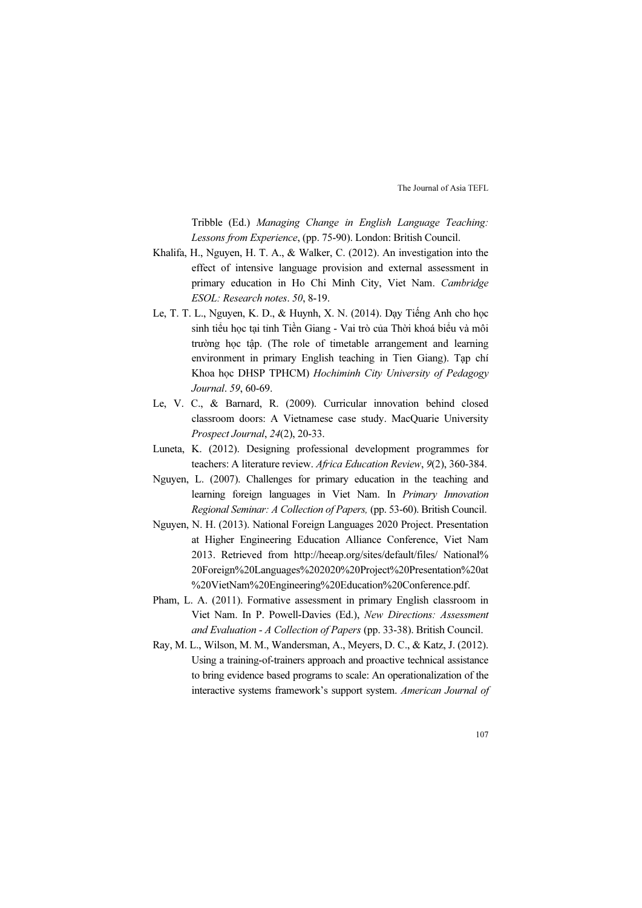Tribble (Ed.) *Managing Change in English Language Teaching: Lessons from Experience*, (pp. 75-90). London: British Council.

Khalifa, H., Nguyen, H. T. A., & Walker, C. (2012). An investigation into the effect of intensive language provision and external assessment in primary education in Ho Chi Minh City, Viet Nam. *Cambridge ESOL: Research notes*. *50*, 8-19.

Le, T. T. L., Nguyen, K. D., & Huynh, X. N. (2014). Dạy Tiếng Anh cho học sinh tiểu học tại tỉnh Tiền Giang - Vai trò của Thời khoá biểu và môi trường học tập. (The role of timetable arrangement and learning environment in primary English teaching in Tien Giang). Tạp chí Khoa học DHSP TPHCM) *Hochiminh City University of Pedagogy Journal*. *59*, 60-69.

Le, V. C., & Barnard, R. (2009). Curricular innovation behind closed classroom doors: A Vietnamese case study. MacQuarie University *Prospect Journal*, *24*(2), 20-33.

Luneta, K. (2012). Designing professional development programmes for teachers: A literature review. *Africa Education Review*, *9*(2), 360-384.

Nguyen, L. (2007). Challenges for primary education in the teaching and learning foreign languages in Viet Nam. In *Primary Innovation Regional Seminar: A Collection of Papers,* (pp. 53-60). British Council.

Nguyen, N. H. (2013). National Foreign Languages 2020 Project. Presentation at Higher Engineering Education Alliance Conference, Viet Nam 2013. Retrieved from http://heeap.org/sites/default/files/ National%20Foreign%20Languages%202020%20Project%20Presentation%20at%20VietNam%20Engineering%20Education%20Conference.pdf.

Pham, L. A. (2011). Formative assessment in primary English classroom in Viet Nam. In P. Powell-Davies (Ed.), *New Directions: Assessment and Evaluation - A Collection of Papers* (pp. 33-38). British Council.

Ray, M. L., Wilson, M. M., Wandersman, A., Meyers, D. C., & Katz, J. (2012). Using a training-of-trainers approach and proactive technical assistance to bring evidence based programs to scale: An operationalization of the interactive systems framework's support system. *American Journal of*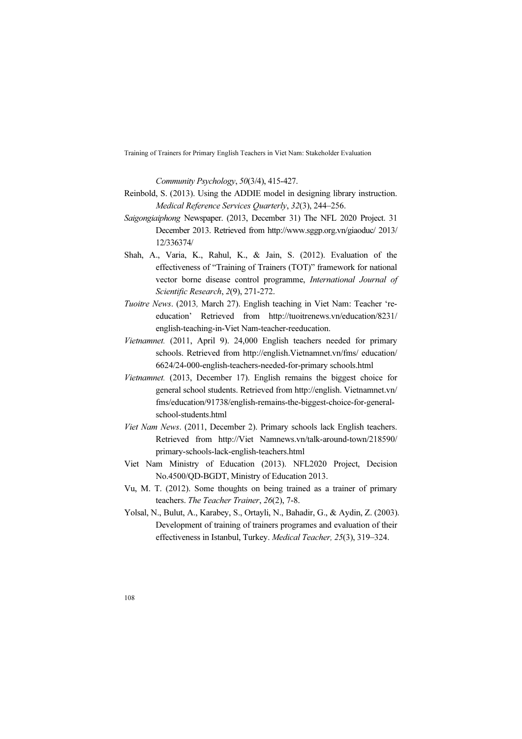*Community Psychology*, *50*(3/4), 415-427.

Reinbold, S. (2013). Using the ADDIE model in designing library instruction. *Medical Reference Services Quarterly*, *32*(3), 244–256.

*Saigongiaiphong* Newspaper. (2013, December 31) The NFL 2020 Project. 31 December 2013. Retrieved from http://www.sggp.org.vn/giaoduc/ 2013/ 12/336374/

Shah, A., Varia, K., Rahul, K., & Jain, S. (2012). Evaluation of the effectiveness of "Training of Trainers (TOT)" framework for national vector borne disease control programme, *International Journal of Scientific Research*, *2*(9), 271-272.

*Tuoitre News*. (2013, March 27). English teaching in Viet Nam: Teacher 're-education' Retrieved from http://tuoitrenews.vn/education/8231/ english-teaching-in-Viet Nam-teacher-reeducation.

*Vietnamnet.* (2011, April 9). 24,000 English teachers needed for primary schools. Retrieved from http://english.Vietnamnet.vn/fms/ education/ 6624/24-000-english-teachers-needed-for-primary schools.html

*Vietnamnet.* (2013, December 17). English remains the biggest choice for general school students. Retrieved from http://english. Vietnamnet.vn/ fms/education/91738/english-remains-the-biggest-choice-for-general-school-students.html

*Viet Nam News*. (2011, December 2). Primary schools lack English teachers. Retrieved from http://Viet Namnews.vn/talk-around-town/218590/ primary-schools-lack-english-teachers.html

Viet Nam Ministry of Education (2013). NFL2020 Project, Decision No.4500/QD-BGDT, Ministry of Education 2013.

Vu, M. T. (2012). Some thoughts on being trained as a trainer of primary teachers. *The Teacher Trainer*, *26*(2), 7-8.

Yolsal, N., Bulut, A., Karabey, S., Ortayli, N., Bahadir, G., & Aydin, Z. (2003). Development of training of trainers programes and evaluation of their effectiveness in Istanbul, Turkey. *Medical Teacher, 25*(3), 319–324.